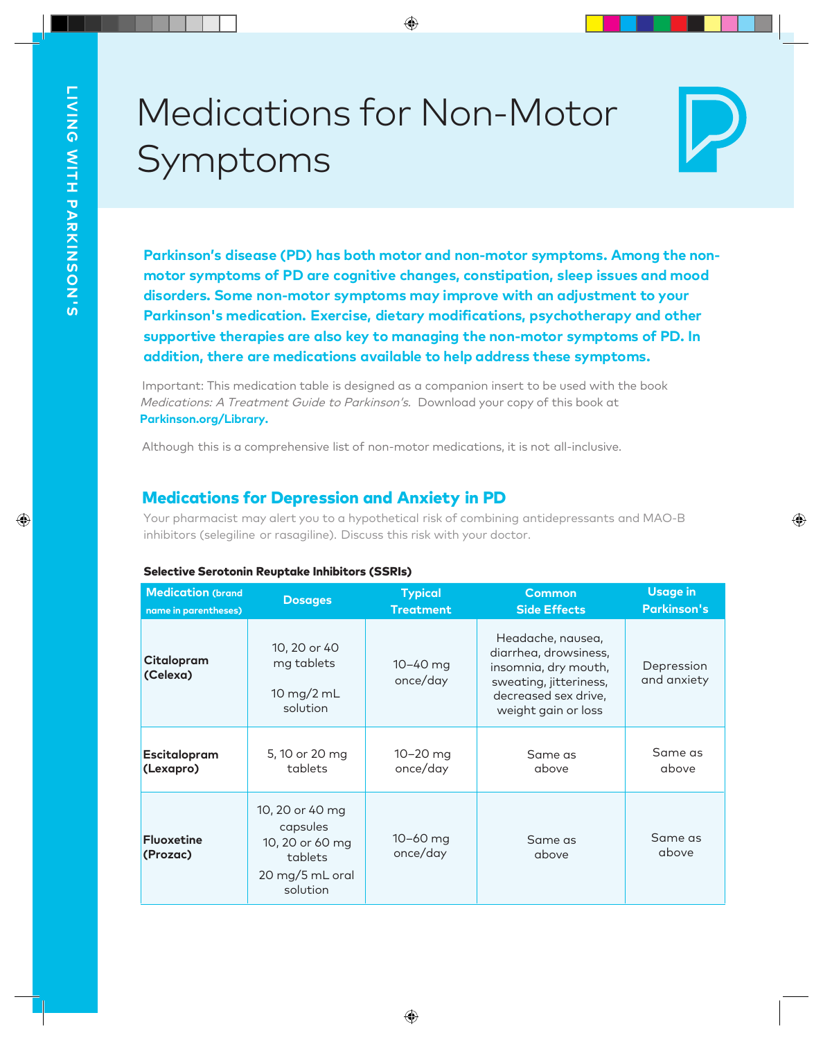# Medications for Non-Motor Symptoms

**Parkinson's disease (PD) has both motor and non-motor symptoms. Among the non-motor symptoms of PD are cognitive changes, constipation, sleep issues and mood disorders. Some non-motor symptoms may improve with an adjustment to your Parkinson's medication. Exercise, dietary modifications, psychotherapy and other supportive therapies are also key to managing the non-motor symptoms of PD. In addition, there are medications available to help address these symptoms.**

Important: This medication table is designed as a companion insert to be used with the book *Medications: A Treatment Guide to Parkinson's.* Download your copy of this book at **Parkinson.org/Library.**

Although this is a comprehensive list of non-motor medications, it is not all-inclusive.

## Medications for Depression and Anxiety in PD

Your pharmacist may alert you to a hypothetical risk of combining antidepressants and MAO-B inhibitors (selegiline or rasagiline). Discuss this risk with your doctor.

**Selective Serotonin Reuptake Inhibitors (SSRIs)**

| Medication (brand name in parentheses) | Dosages | Typical Treatment | Common Side Effects | Usage in Parkinson's |
|---|---|---|---|---|
| **Citalopram (Celexa)** | 10, 20 or 40 mg tablets<br>10 mg/2 mL solution | 10–40 mg once/day | Headache, nausea, diarrhea, drowsiness, insomnia, dry mouth, sweating, jitteriness, decreased sex drive, weight gain or loss | Depression and anxiety |
| **Escitalopram (Lexapro)** | 5, 10 or 20 mg tablets | 10–20 mg once/day | Same as above | Same as above |
| **Fluoxetine (Prozac)** | 10, 20 or 40 mg capsules<br>10, 20 or 60 mg tablets<br>20 mg/5 mL oral solution | 10–60 mg once/day | Same as above | Same as above |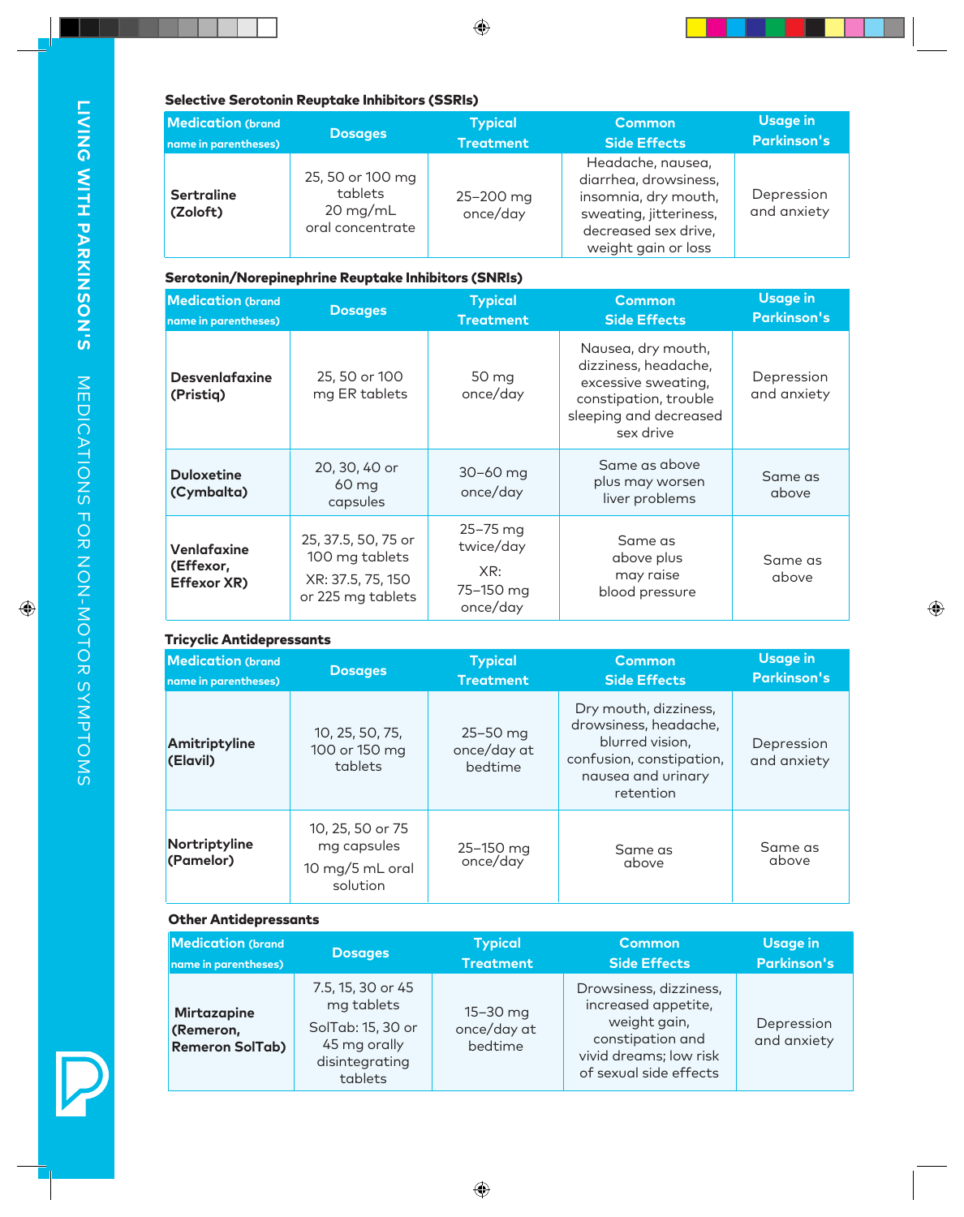### Selective Serotonin Reuptake Inhibitors (SSRIs)

| Medication (brand name in parentheses) | Dosages | Typical Treatment | Common Side Effects | Usage in Parkinson's |
|---|---|---|---|---|
| **Sertraline (Zoloft)** | 25, 50 or 100 mg tablets<br>20 mg/mL oral concentrate | 25–200 mg once/day | Headache, nausea, diarrhea, drowsiness, insomnia, dry mouth, sweating, jitteriness, decreased sex drive, weight gain or loss | Depression and anxiety |

### Serotonin/Norepinephrine Reuptake Inhibitors (SNRIs)

| Medication (brand name in parentheses) | Dosages | Typical Treatment | Common Side Effects | Usage in Parkinson's |
|---|---|---|---|---|
| **Desvenlafaxine (Pristiq)** | 25, 50 or 100 mg ER tablets | 50 mg once/day | Nausea, dry mouth, dizziness, headache, excessive sweating, constipation, trouble sleeping and decreased sex drive | Depression and anxiety |
| **Duloxetine (Cymbalta)** | 20, 30, 40 or 60 mg capsules | 30–60 mg once/day | Same as above plus may worsen liver problems | Same as above |
| **Venlafaxine (Effexor, Effexor XR)** | 25, 37.5, 50, 75 or 100 mg tablets<br>XR: 37.5, 75, 150 or 225 mg tablets | 25–75 mg twice/day<br>XR: 75–150 mg once/day | Same as above plus may raise blood pressure | Same as above |

### Tricyclic Antidepressants

| Medication (brand name in parentheses) | Dosages | Typical Treatment | Common Side Effects | Usage in Parkinson's |
|---|---|---|---|---|
| **Amitriptyline (Elavil)** | 10, 25, 50, 75, 100 or 150 mg tablets | 25–50 mg once/day at bedtime | Dry mouth, dizziness, drowsiness, headache, blurred vision, confusion, constipation, nausea and urinary retention | Depression and anxiety |
| **Nortriptyline (Pamelor)** | 10, 25, 50 or 75 mg capsules<br>10 mg/5 mL oral solution | 25–150 mg once/day | Same as above | Same as above |

### Other Antidepressants

| Medication (brand name in parentheses) | Dosages | Typical Treatment | Common Side Effects | Usage in Parkinson's |
|---|---|---|---|---|
| **Mirtazapine (Remeron, Remeron SolTab)** | 7.5, 15, 30 or 45 mg tablets<br>SolTab: 15, 30 or 45 mg orally disintegrating tablets | 15–30 mg once/day at bedtime | Drowsiness, dizziness, increased appetite, weight gain, constipation and vivid dreams; low risk of sexual side effects | Depression and anxiety |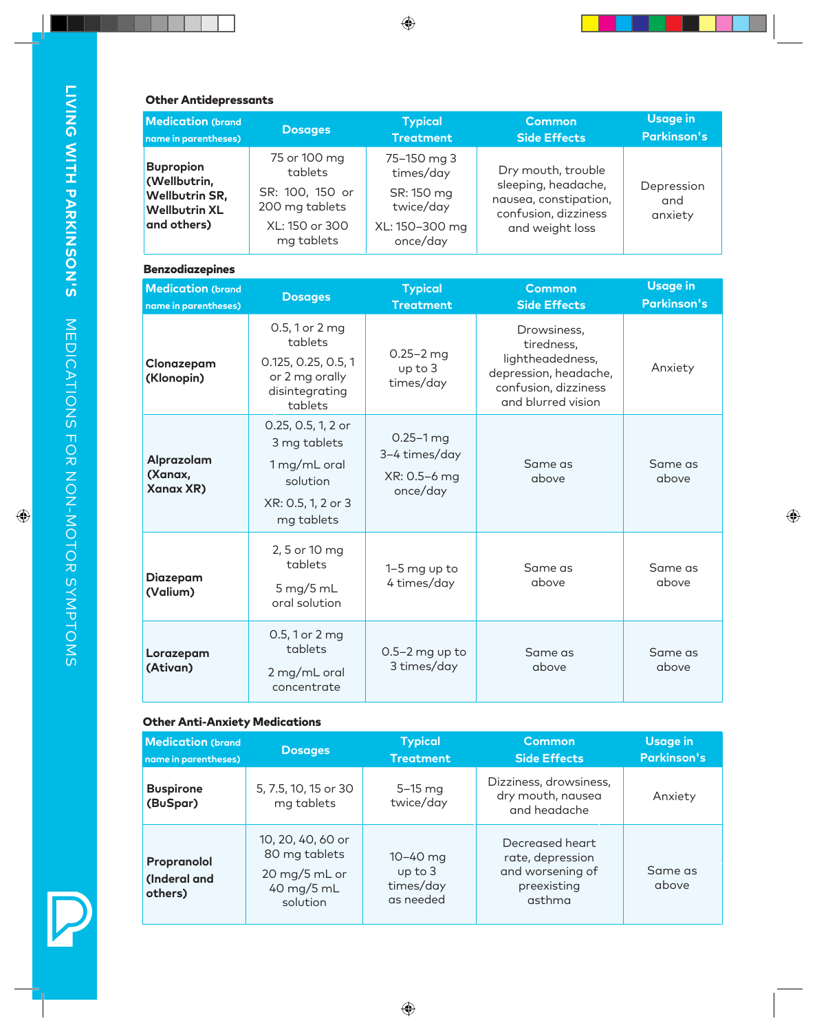### Other Antidepressants

| Medication (brand name in parentheses) | Dosages | Typical Treatment | Common Side Effects | Usage in Parkinson's |
| --- | --- | --- | --- | --- |
| **Bupropion (Wellbutrin, Wellbutrin SR, Wellbutrin XL and others)** | 75 or 100 mg tablets<br>SR: 100, 150 or 200 mg tablets<br>XL: 150 or 300 mg tablets | 75–150 mg 3 times/day<br>SR: 150 mg twice/day<br>XL: 150–300 mg once/day | Dry mouth, trouble sleeping, headache, nausea, constipation, confusion, dizziness and weight loss | Depression and anxiety |

### Benzodiazepines

| Medication (brand name in parentheses) | Dosages | Typical Treatment | Common Side Effects | Usage in Parkinson's |
| --- | --- | --- | --- | --- |
| **Clonazepam (Klonopin)** | 0.5, 1 or 2 mg tablets<br>0.125, 0.25, 0.5, 1 or 2 mg orally disintegrating tablets | 0.25–2 mg up to 3 times/day | Drowsiness, tiredness, lightheadedness, depression, headache, confusion, dizziness and blurred vision | Anxiety |
| **Alprazolam (Xanax, Xanax XR)** | 0.25, 0.5, 1, 2 or 3 mg tablets<br>1 mg/mL oral solution<br>XR: 0.5, 1, 2 or 3 mg tablets | 0.25–1 mg 3–4 times/day<br>XR: 0.5–6 mg once/day | Same as above | Same as above |
| **Diazepam (Valium)** | 2, 5 or 10 mg tablets<br>5 mg/5 mL oral solution | 1–5 mg up to 4 times/day | Same as above | Same as above |
| **Lorazepam (Ativan)** | 0.5, 1 or 2 mg tablets<br>2 mg/mL oral concentrate | 0.5–2 mg up to 3 times/day | Same as above | Same as above |

### Other Anti-Anxiety Medications

| Medication (brand name in parentheses) | Dosages | Typical Treatment | Common Side Effects | Usage in Parkinson's |
| --- | --- | --- | --- | --- |
| **Buspirone (BuSpar)** | 5, 7.5, 10, 15 or 30 mg tablets | 5–15 mg twice/day | Dizziness, drowsiness, dry mouth, nausea and headache | Anxiety |
| **Propranolol (Inderal and others)** | 10, 20, 40, 60 or 80 mg tablets<br>20 mg/5 mL or 40 mg/5 mL solution | 10–40 mg up to 3 times/day as needed | Decreased heart rate, depression and worsening of preexisting asthma | Same as above |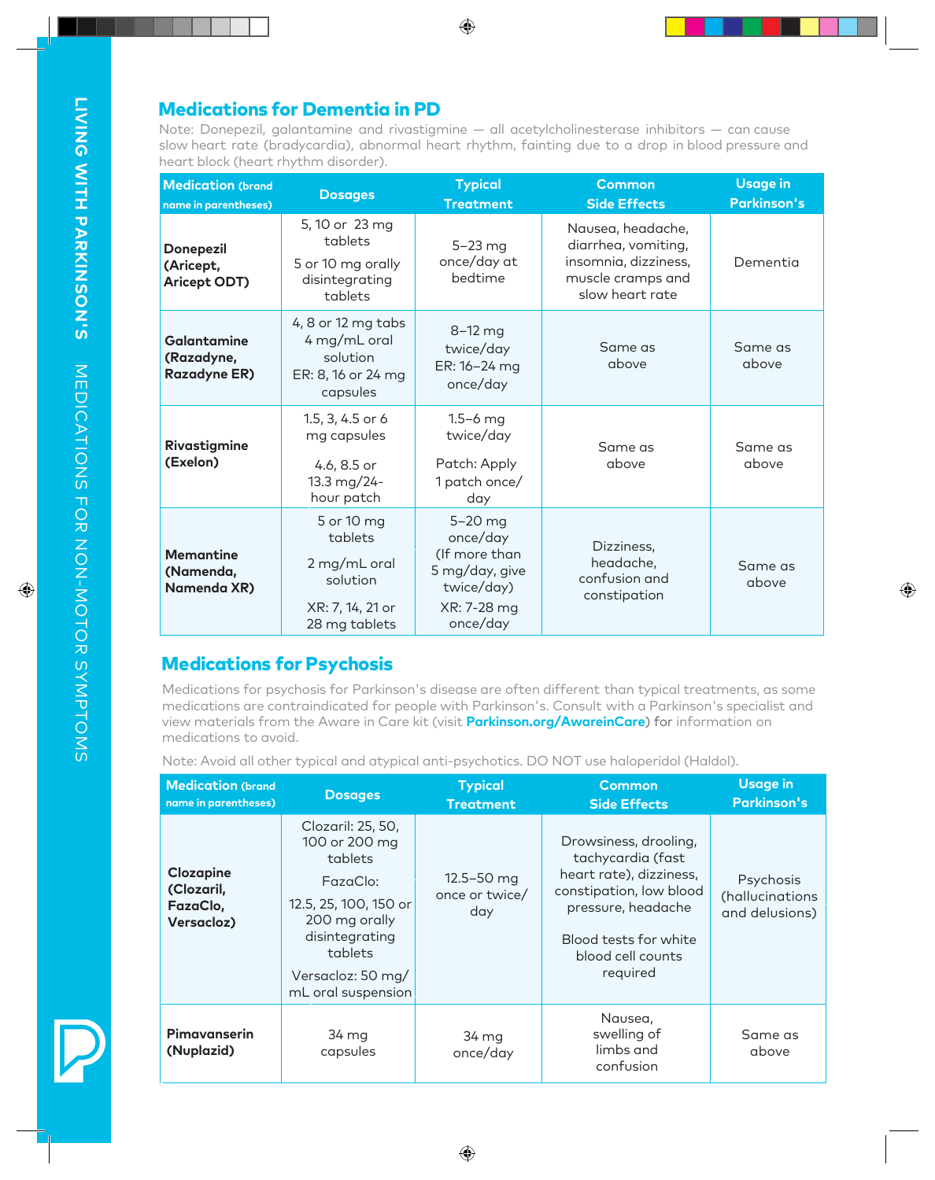## Medications for Dementia in PD

Note: Donepezil, galantamine and rivastigmine — all acetylcholinesterase inhibitors — can cause slow heart rate (bradycardia), abnormal heart rhythm, fainting due to a drop in blood pressure and heart block (heart rhythm disorder).

| Medication (brand name in parentheses) | Dosages | Typical Treatment | Common Side Effects | Usage in Parkinson's |
|---|---|---|---|---|
| **Donepezil (Aricept, Aricept ODT)** | 5, 10 or 23 mg tablets<br>5 or 10 mg orally disintegrating tablets | 5–23 mg once/day at bedtime | Nausea, headache, diarrhea, vomiting, insomnia, dizziness, muscle cramps and slow heart rate | Dementia |
| **Galantamine (Razadyne, Razadyne ER)** | 4, 8 or 12 mg tabs<br>4 mg/mL oral solution<br>ER: 8, 16 or 24 mg capsules | 8–12 mg twice/day<br>ER: 16–24 mg once/day | Same as above | Same as above |
| **Rivastigmine (Exelon)** | 1.5, 3, 4.5 or 6 mg capsules<br>4.6, 8.5 or 13.3 mg/24-hour patch | 1.5–6 mg twice/day<br>Patch: Apply 1 patch once/day | Same as above | Same as above |
| **Memantine (Namenda, Namenda XR)** | 5 or 10 mg tablets<br>2 mg/mL oral solution<br>XR: 7, 14, 21 or 28 mg tablets | 5–20 mg once/day (If more than 5 mg/day, give twice/day)<br>XR: 7-28 mg once/day | Dizziness, headache, confusion and constipation | Same as above |

## Medications for Psychosis

Medications for psychosis for Parkinson's disease are often different than typical treatments, as some medications are contraindicated for people with Parkinson's. Consult with a Parkinson's specialist and view materials from the Aware in Care kit (visit **Parkinson.org/AwareinCare**) for information on medications to avoid.

Note: Avoid all other typical and atypical anti-psychotics. DO NOT use haloperidol (Haldol).

| Medication (brand name in parentheses) | Dosages | Typical Treatment | Common Side Effects | Usage in Parkinson's |
|---|---|---|---|---|
| **Clozapine (Clozaril, FazaClo, Versacloz)** | Clozaril: 25, 50, 100 or 200 mg tablets<br>FazaClo:<br>12.5, 25, 100, 150 or 200 mg orally disintegrating tablets<br>Versacloz: 50 mg/mL oral suspension | 12.5–50 mg once or twice/day | Drowsiness, drooling, tachycardia (fast heart rate), dizziness, constipation, low blood pressure, headache<br>Blood tests for white blood cell counts required | Psychosis (hallucinations and delusions) |
| **Pimavanserin (Nuplazid)** | 34 mg capsules | 34 mg once/day | Nausea, swelling of limbs and confusion | Same as above |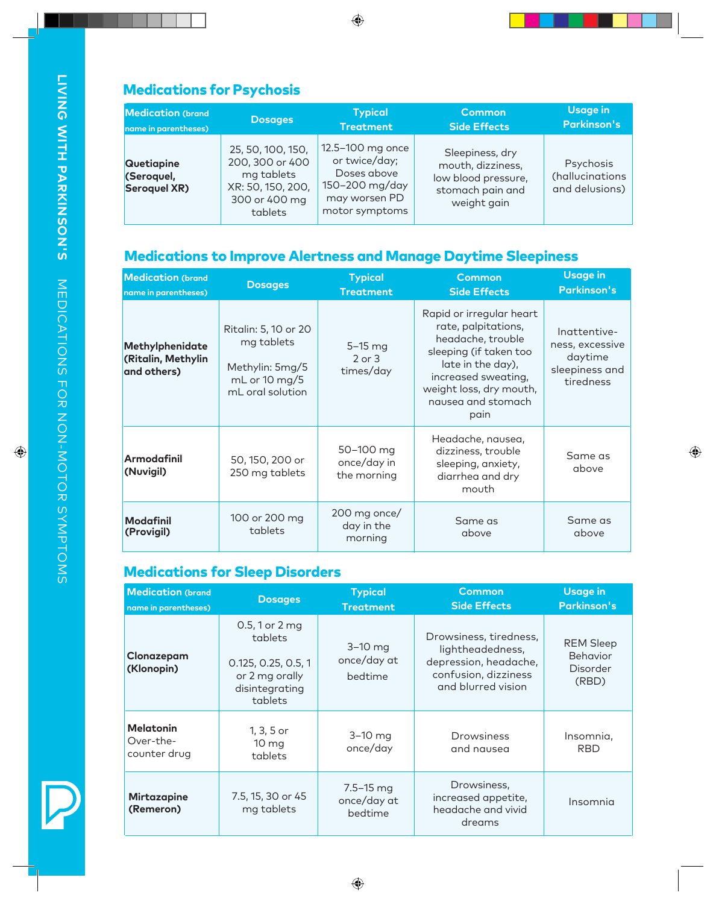## Medications for Psychosis

| Medication (brand name in parentheses) | Dosages | Typical Treatment | Common Side Effects | Usage in Parkinson's |
|---|---|---|---|---|
| **Quetiapine (Seroquel, Seroquel XR)** | 25, 50, 100, 150, 200, 300 or 400 mg tablets<br>XR: 50, 150, 200, 300 or 400 mg tablets | 12.5–100 mg once or twice/day; Doses above 150–200 mg/day may worsen PD motor symptoms | Sleepiness, dry mouth, dizziness, low blood pressure, stomach pain and weight gain | Psychosis (hallucinations and delusions) |

## Medications to Improve Alertness and Manage Daytime Sleepiness

| Medication (brand name in parentheses) | Dosages | Typical Treatment | Common Side Effects | Usage in Parkinson's |
|---|---|---|---|---|
| **Methylphenidate (Ritalin, Methylin and others)** | Ritalin: 5, 10 or 20 mg tablets<br><br>Methylin: 5mg/5 mL or 10 mg/5 mL oral solution | 5–15 mg 2 or 3 times/day | Rapid or irregular heart rate, palpitations, headache, trouble sleeping (if taken too late in the day), increased sweating, weight loss, dry mouth, nausea and stomach pain | Inattentiveness, excessive daytime sleepiness and tiredness |
| **Armodafinil (Nuvigil)** | 50, 150, 200 or 250 mg tablets | 50–100 mg once/day in the morning | Headache, nausea, dizziness, trouble sleeping, anxiety, diarrhea and dry mouth | Same as above |
| **Modafinil (Provigil)** | 100 or 200 mg tablets | 200 mg once/day in the morning | Same as above | Same as above |

## Medications for Sleep Disorders

| Medication (brand name in parentheses) | Dosages | Typical Treatment | Common Side Effects | Usage in Parkinson's |
|---|---|---|---|---|
| **Clonazepam (Klonopin)** | 0.5, 1 or 2 mg tablets<br><br>0.125, 0.25, 0.5, 1 or 2 mg orally disintegrating tablets | 3–10 mg once/day at bedtime | Drowsiness, tiredness, lightheadedness, depression, headache, confusion, dizziness and blurred vision | REM Sleep Behavior Disorder (RBD) |
| **Melatonin** Over-the-counter drug | 1, 3, 5 or 10 mg tablets | 3–10 mg once/day | Drowsiness and nausea | Insomnia, RBD |
| **Mirtazapine (Remeron)** | 7.5, 15, 30 or 45 mg tablets | 7.5–15 mg once/day at bedtime | Drowsiness, increased appetite, headache and vivid dreams | Insomnia |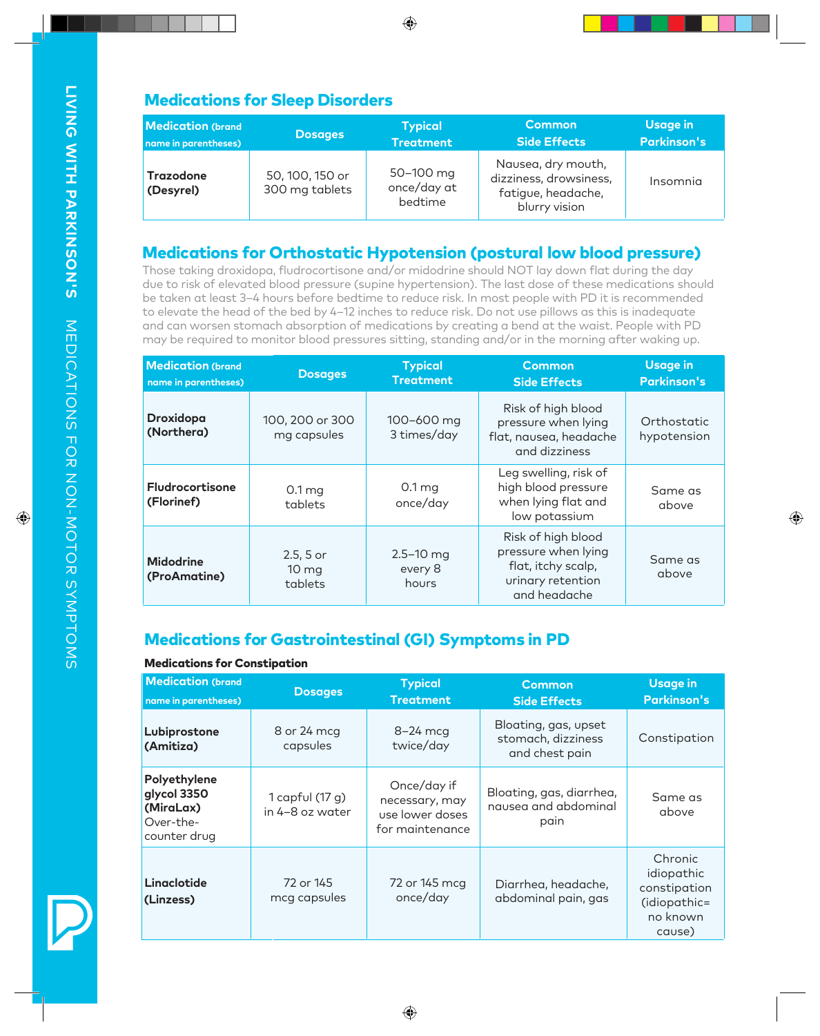## Medications for Sleep Disorders

| Medication (brand name in parentheses) | Dosages | Typical Treatment | Common Side Effects | Usage in Parkinson's |
|---|---|---|---|---|
| **Trazodone (Desyrel)** | 50, 100, 150 or 300 mg tablets | 50–100 mg once/day at bedtime | Nausea, dry mouth, dizziness, drowsiness, fatigue, headache, blurry vision | Insomnia |

## Medications for Orthostatic Hypotension (postural low blood pressure)

Those taking droxidopa, fludrocortisone and/or midodrine should NOT lay down flat during the day due to risk of elevated blood pressure (supine hypertension). The last dose of these medications should be taken at least 3–4 hours before bedtime to reduce risk. In most people with PD it is recommended to elevate the head of the bed by 4–12 inches to reduce risk. Do not use pillows as this is inadequate and can worsen stomach absorption of medications by creating a bend at the waist. People with PD may be required to monitor blood pressures sitting, standing and/or in the morning after waking up.

| Medication (brand name in parentheses) | Dosages | Typical Treatment | Common Side Effects | Usage in Parkinson's |
|---|---|---|---|---|
| **Droxidopa (Northera)** | 100, 200 or 300 mg capsules | 100–600 mg 3 times/day | Risk of high blood pressure when lying flat, nausea, headache and dizziness | Orthostatic hypotension |
| **Fludrocortisone (Florinef)** | 0.1 mg tablets | 0.1 mg once/day | Leg swelling, risk of high blood pressure when lying flat and low potassium | Same as above |
| **Midodrine (ProAmatine)** | 2.5, 5 or 10 mg tablets | 2.5–10 mg every 8 hours | Risk of high blood pressure when lying flat, itchy scalp, urinary retention and headache | Same as above |

## Medications for Gastrointestinal (GI) Symptoms in PD

**Medications for Constipation**

| Medication (brand name in parentheses) | Dosages | Typical Treatment | Common Side Effects | Usage in Parkinson's |
|---|---|---|---|---|
| **Lubiprostone (Amitiza)** | 8 or 24 mcg capsules | 8–24 mcg twice/day | Bloating, gas, upset stomach, dizziness and chest pain | Constipation |
| **Polyethylene glycol 3350 (MiraLax)** Over-the-counter drug | 1 capful (17 g) in 4–8 oz water | Once/day if necessary, may use lower doses for maintenance | Bloating, gas, diarrhea, nausea and abdominal pain | Same as above |
| **Linaclotide (Linzess)** | 72 or 145 mcg capsules | 72 or 145 mcg once/day | Diarrhea, headache, abdominal pain, gas | Chronic idiopathic constipation (idiopathic= no known cause) |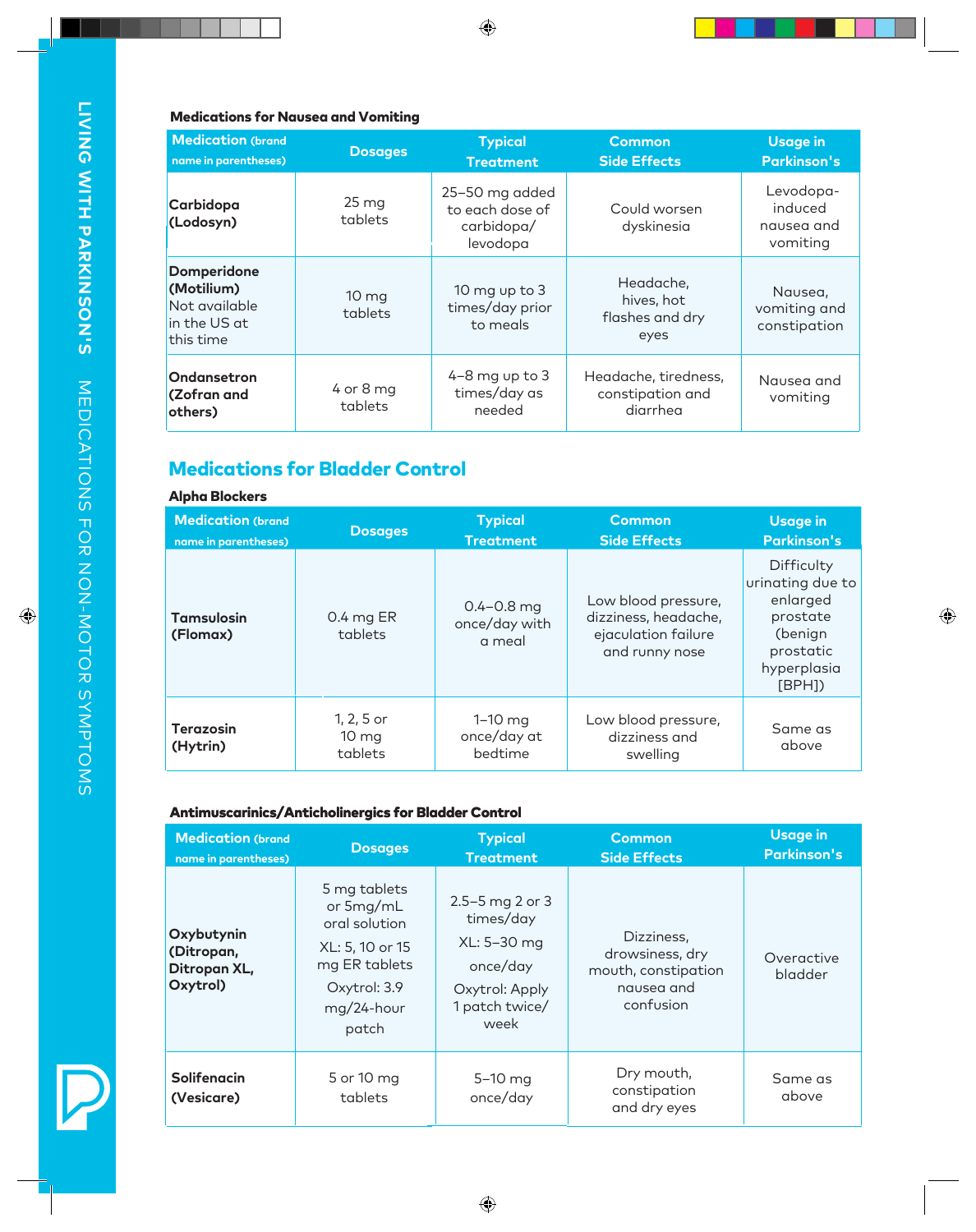**Medications for Nausea and Vomiting**

| Medication (brand name in parentheses) | Dosages | Typical Treatment | Common Side Effects | Usage in Parkinson's |
|---|---|---|---|---|
| **Carbidopa (Lodosyn)** | 25 mg tablets | 25–50 mg added to each dose of carbidopa/ levodopa | Could worsen dyskinesia | Levodopa-induced nausea and vomiting |
| **Domperidone (Motilium)** Not available in the US at this time | 10 mg tablets | 10 mg up to 3 times/day prior to meals | Headache, hives, hot flashes and dry eyes | Nausea, vomiting and constipation |
| **Ondansetron (Zofran and others)** | 4 or 8 mg tablets | 4–8 mg up to 3 times/day as needed | Headache, tiredness, constipation and diarrhea | Nausea and vomiting |

## Medications for Bladder Control

**Alpha Blockers**

| Medication (brand name in parentheses) | Dosages | Typical Treatment | Common Side Effects | Usage in Parkinson's |
|---|---|---|---|---|
| **Tamsulosin (Flomax)** | 0.4 mg ER tablets | 0.4–0.8 mg once/day with a meal | Low blood pressure, dizziness, headache, ejaculation failure and runny nose | Difficulty urinating due to enlarged prostate (benign prostatic hyperplasia [BPH]) |
| **Terazosin (Hytrin)** | 1, 2, 5 or 10 mg tablets | 1–10 mg once/day at bedtime | Low blood pressure, dizziness and swelling | Same as above |

**Antimuscarinics/Anticholinergics for Bladder Control**

| Medication (brand name in parentheses) | Dosages | Typical Treatment | Common Side Effects | Usage in Parkinson's |
|---|---|---|---|---|
| **Oxybutynin (Ditropan, Ditropan XL, Oxytrol)** | 5 mg tablets or 5mg/mL oral solution<br>XL: 5, 10 or 15 mg ER tablets<br>Oxytrol: 3.9 mg/24-hour patch | 2.5–5 mg 2 or 3 times/day<br>XL: 5–30 mg once/day<br>Oxytrol: Apply 1 patch twice/ week | Dizziness, drowsiness, dry mouth, constipation nausea and confusion | Overactive bladder |
| **Solifenacin (Vesicare)** | 5 or 10 mg tablets | 5–10 mg once/day | Dry mouth, constipation and dry eyes | Same as above |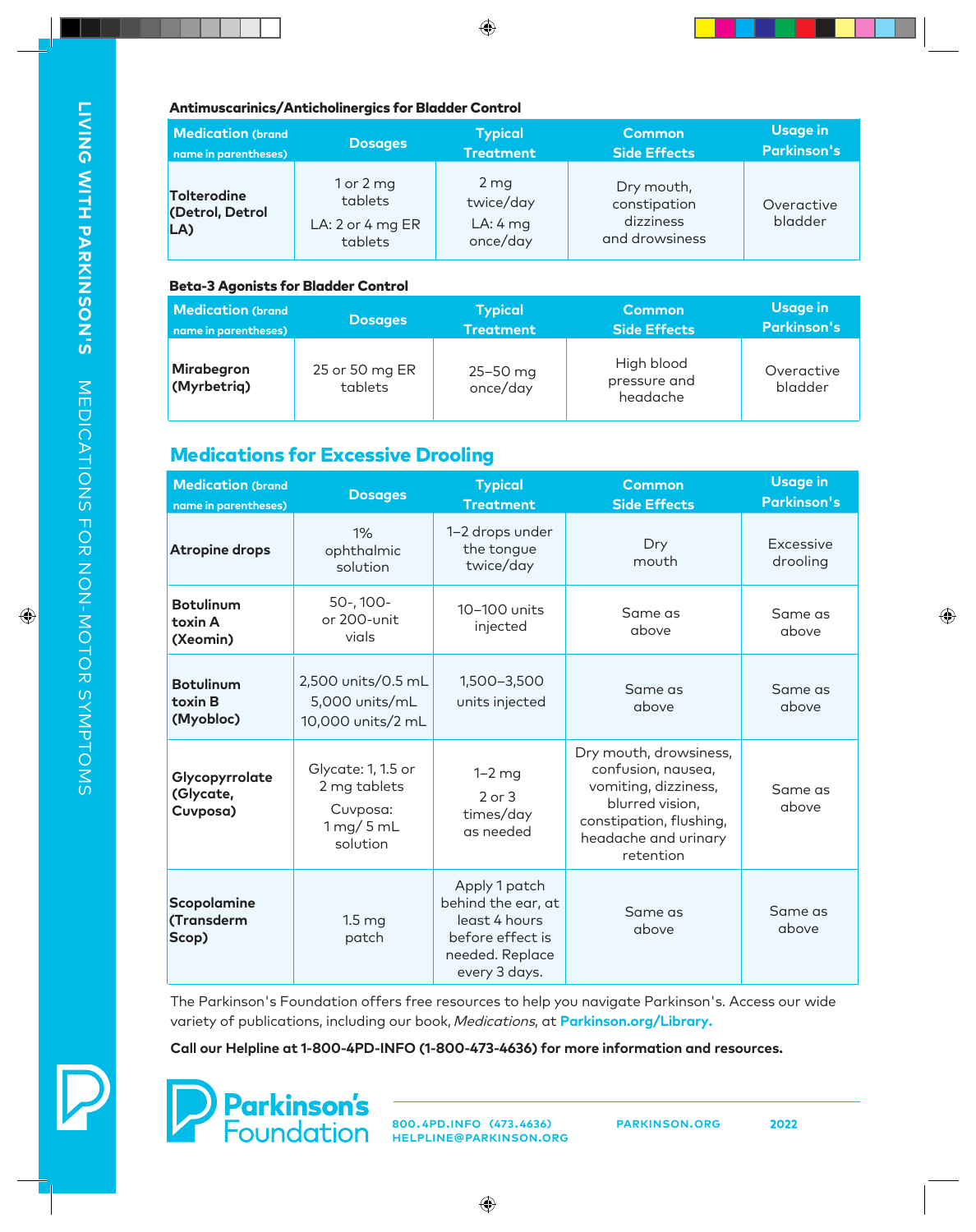**Antimuscarinics/Anticholinergics for Bladder Control**

| Medication (brand name in parentheses) | Dosages | Typical Treatment | Common Side Effects | Usage in Parkinson's |
|---|---|---|---|---|
| **Tolterodine (Detrol, Detrol LA)** | 1 or 2 mg tablets<br>LA: 2 or 4 mg ER tablets | 2 mg twice/day<br>LA: 4 mg once/day | Dry mouth, constipation dizziness and drowsiness | Overactive bladder |

**Beta-3 Agonists for Bladder Control**

| Medication (brand name in parentheses) | Dosages | Typical Treatment | Common Side Effects | Usage in Parkinson's |
|---|---|---|---|---|
| **Mirabegron (Myrbetriq)** | 25 or 50 mg ER tablets | 25–50 mg once/day | High blood pressure and headache | Overactive bladder |

## Medications for Excessive Drooling

| Medication (brand name in parentheses) | Dosages | Typical Treatment | Common Side Effects | Usage in Parkinson's |
|---|---|---|---|---|
| **Atropine drops** | 1% ophthalmic solution | 1–2 drops under the tongue twice/day | Dry mouth | Excessive drooling |
| **Botulinum toxin A (Xeomin)** | 50-, 100- or 200-unit vials | 10–100 units injected | Same as above | Same as above |
| **Botulinum toxin B (Myobloc)** | 2,500 units/0.5 mL<br>5,000 units/mL<br>10,000 units/2 mL | 1,500–3,500 units injected | Same as above | Same as above |
| **Glycopyrrolate (Glycate, Cuvposa)** | Glycate: 1, 1.5 or 2 mg tablets<br>Cuvposa: 1 mg/ 5 mL solution | 1–2 mg<br>2 or 3 times/day as needed | Dry mouth, drowsiness, confusion, nausea, vomiting, dizziness, blurred vision, constipation, flushing, headache and urinary retention | Same as above |
| **Scopolamine (Transderm Scop)** | 1.5 mg patch | Apply 1 patch behind the ear, at least 4 hours before effect is needed. Replace every 3 days. | Same as above | Same as above |

The Parkinson's Foundation offers free resources to help you navigate Parkinson's. Access our wide variety of publications, including our book, *Medications*, at **Parkinson.org/Library.**

**Call our Helpline at 1-800-4PD-INFO (1-800-473-4636) for more information and resources.**

Parkinson's Foundation

800.4PD.INFO (473.4636)
HELPLINE@PARKINSON.ORG

PARKINSON.ORG

2022